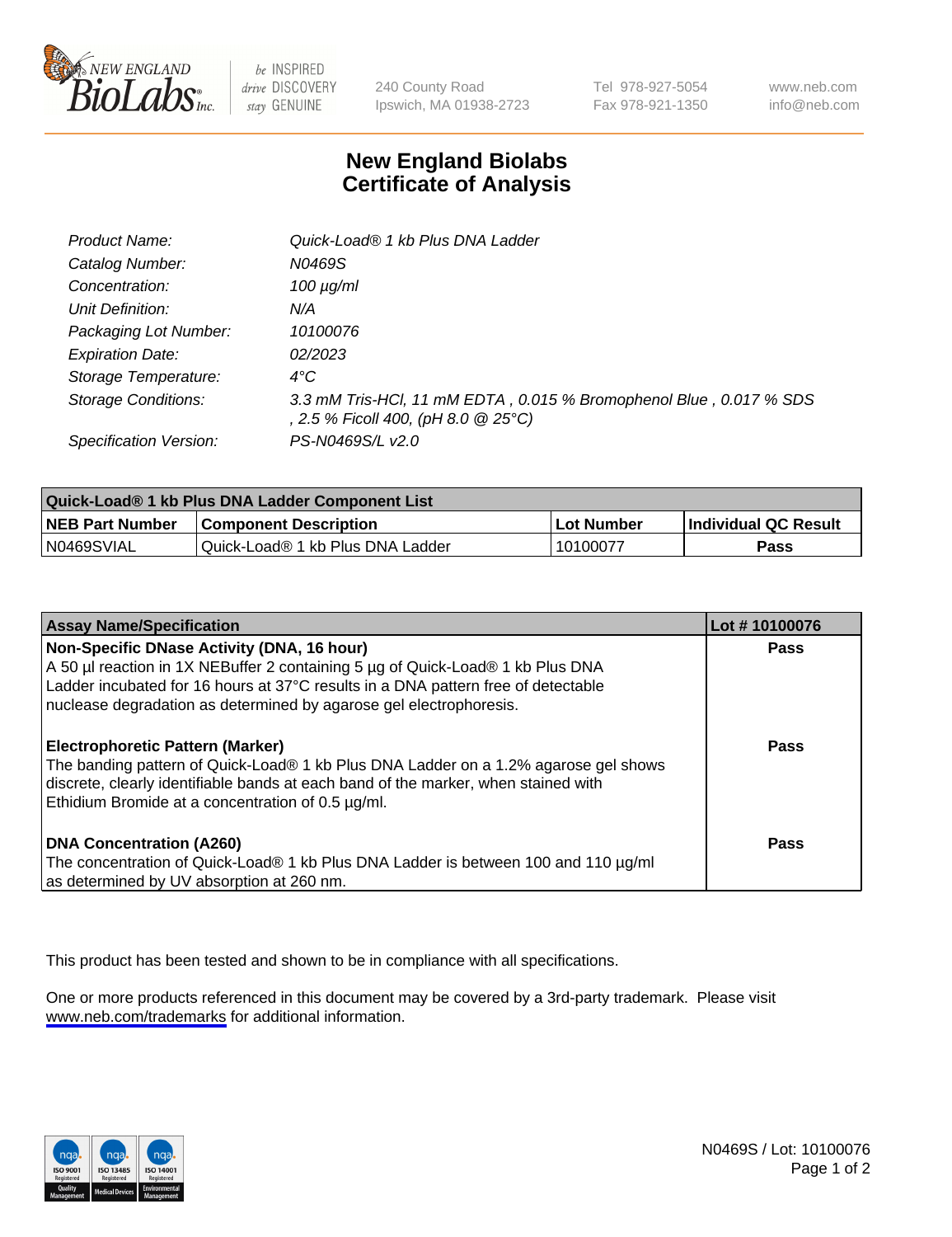# New England Biolabs Certificate of Analysis

| | |
|---|---|
| *Product Name:* | *Quick-Load® 1 kb Plus DNA Ladder* |
| *Catalog Number:* | *N0469S* |
| *Concentration:* | *100 µg/ml* |
| *Unit Definition:* | *N/A* |
| *Packaging Lot Number:* | *10100076* |
| *Expiration Date:* | *02/2023* |
| *Storage Temperature:* | *4°C* |
| *Storage Conditions:* | *3.3 mM Tris-HCl, 11 mM EDTA , 0.015 % Bromophenol Blue , 0.017 % SDS , 2.5 % Ficoll 400, (pH 8.0 @ 25°C)* |
| *Specification Version:* | *PS-N0469S/L v2.0* |

| Quick-Load® 1 kb Plus DNA Ladder Component List | | | |
|---|---|---|---|
| **NEB Part Number** | **Component Description** | **Lot Number** | **Individual QC Result** |
| N0469SVIAL | Quick-Load® 1 kb Plus DNA Ladder | 10100077 | **Pass** |

| Assay Name/Specification | Lot # 10100076 |
|---|---|
| **Non-Specific DNase Activity (DNA, 16 hour)**<br>A 50 µl reaction in 1X NEBuffer 2 containing 5 µg of Quick-Load® 1 kb Plus DNA Ladder incubated for 16 hours at 37°C results in a DNA pattern free of detectable nuclease degradation as determined by agarose gel electrophoresis. | **Pass** |
| **Electrophoretic Pattern (Marker)**<br>The banding pattern of Quick-Load® 1 kb Plus DNA Ladder on a 1.2% agarose gel shows discrete, clearly identifiable bands at each band of the marker, when stained with Ethidium Bromide at a concentration of 0.5 µg/ml. | **Pass** |
| **DNA Concentration (A260)**<br>The concentration of Quick-Load® 1 kb Plus DNA Ladder is between 100 and 110 µg/ml as determined by UV absorption at 260 nm. | **Pass** |

This product has been tested and shown to be in compliance with all specifications.

One or more products referenced in this document may be covered by a 3rd-party trademark. Please visit www.neb.com/trademarks for additional information.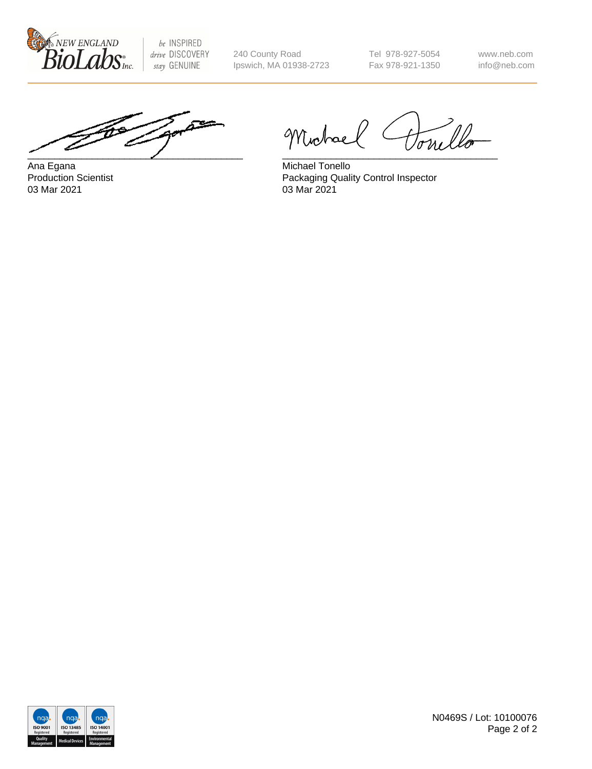Ana Egana
Production Scientist
03 Mar 2021

Michael Tonello
Packaging Quality Control Inspector
03 Mar 2021

N0469S / Lot: 10100076